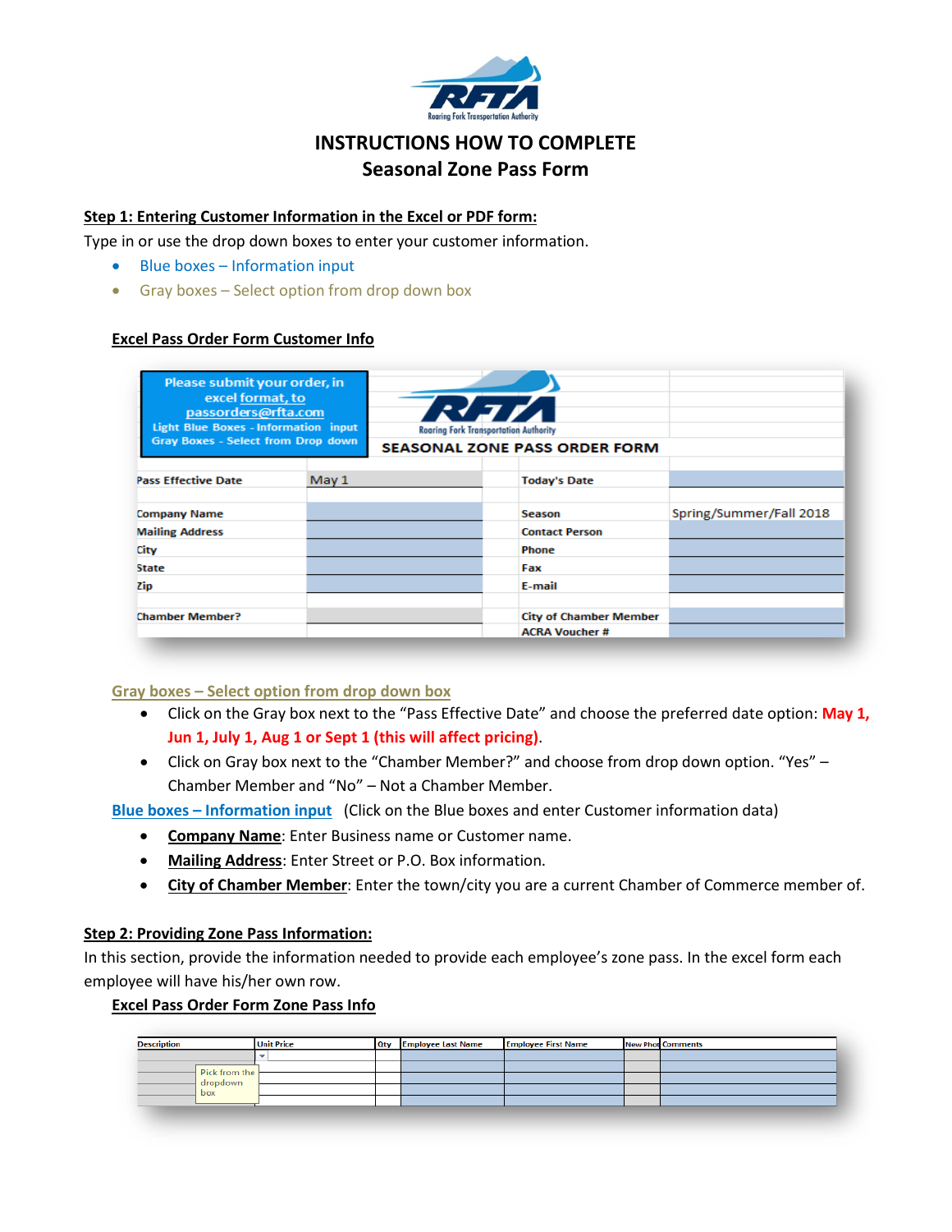# INSTRUCTIONS HOW TO COMPLETE
## Seasonal Zone Pass Form

**Step 1: Entering Customer Information in the Excel or PDF form:**

Type in or use the drop down boxes to enter your customer information.

- Blue boxes – Information input
- Gray boxes – Select option from drop down box

**Excel Pass Order Form Customer Info**

| Please submit your order, in excel format, to passorders@rfta.com Light Blue Boxes - Information input Gray Boxes - Select from Drop down | SEASONAL ZONE PASS ORDER FORM | | |
|---|---|---|---|
| Pass Effective Date | May 1 | Today's Date | |
| Company Name | | Season | Spring/Summer/Fall 2018 |
| Mailing Address | | Contact Person | |
| City | | Phone | |
| State | | Fax | |
| Zip | | E-mail | |
| Chamber Member? | | City of Chamber Member | |
| | | ACRA Voucher # | |

**Gray boxes – Select option from drop down box**

- Click on the Gray box next to the "Pass Effective Date" and choose the preferred date option: **May 1, Jun 1, July 1, Aug 1 or Sept 1 (this will affect pricing)**.
- Click on Gray box next to the "Chamber Member?" and choose from drop down option. "Yes" – Chamber Member and "No" – Not a Chamber Member.

**Blue boxes – Information input** (Click on the Blue boxes and enter Customer information data)

- **Company Name**: Enter Business name or Customer name.
- **Mailing Address**: Enter Street or P.O. Box information.
- **City of Chamber Member**: Enter the town/city you are a current Chamber of Commerce member of.

**Step 2: Providing Zone Pass Information:**

In this section, provide the information needed to provide each employee's zone pass. In the excel form each employee will have his/her own row.

**Excel Pass Order Form Zone Pass Info**

| Description | Unit Price | Qty | Employee Last Name | Employee First Name | New Phot | Comments |
|---|---|---|---|---|---|---|
| Pick from the dropdown box | | | | | | |
| | | | | | | |
| | | | | | | |
| | | | | | | |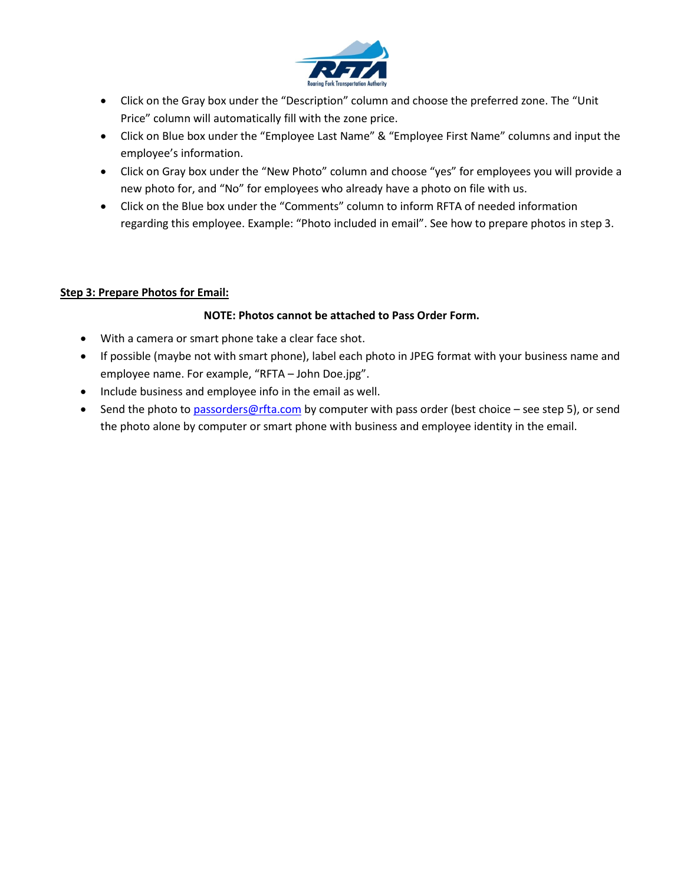- Click on the Gray box under the "Description" column and choose the preferred zone. The "Unit Price" column will automatically fill with the zone price.
- Click on Blue box under the "Employee Last Name" & "Employee First Name" columns and input the employee's information.
- Click on Gray box under the "New Photo" column and choose "yes" for employees you will provide a new photo for, and "No" for employees who already have a photo on file with us.
- Click on the Blue box under the "Comments" column to inform RFTA of needed information regarding this employee. Example: "Photo included in email". See how to prepare photos in step 3.

**Step 3: Prepare Photos for Email:**

**NOTE: Photos cannot be attached to Pass Order Form.**

- With a camera or smart phone take a clear face shot.
- If possible (maybe not with smart phone), label each photo in JPEG format with your business name and employee name. For example, "RFTA – John Doe.jpg".
- Include business and employee info in the email as well.
- Send the photo to passorders@rfta.com by computer with pass order (best choice – see step 5), or send the photo alone by computer or smart phone with business and employee identity in the email.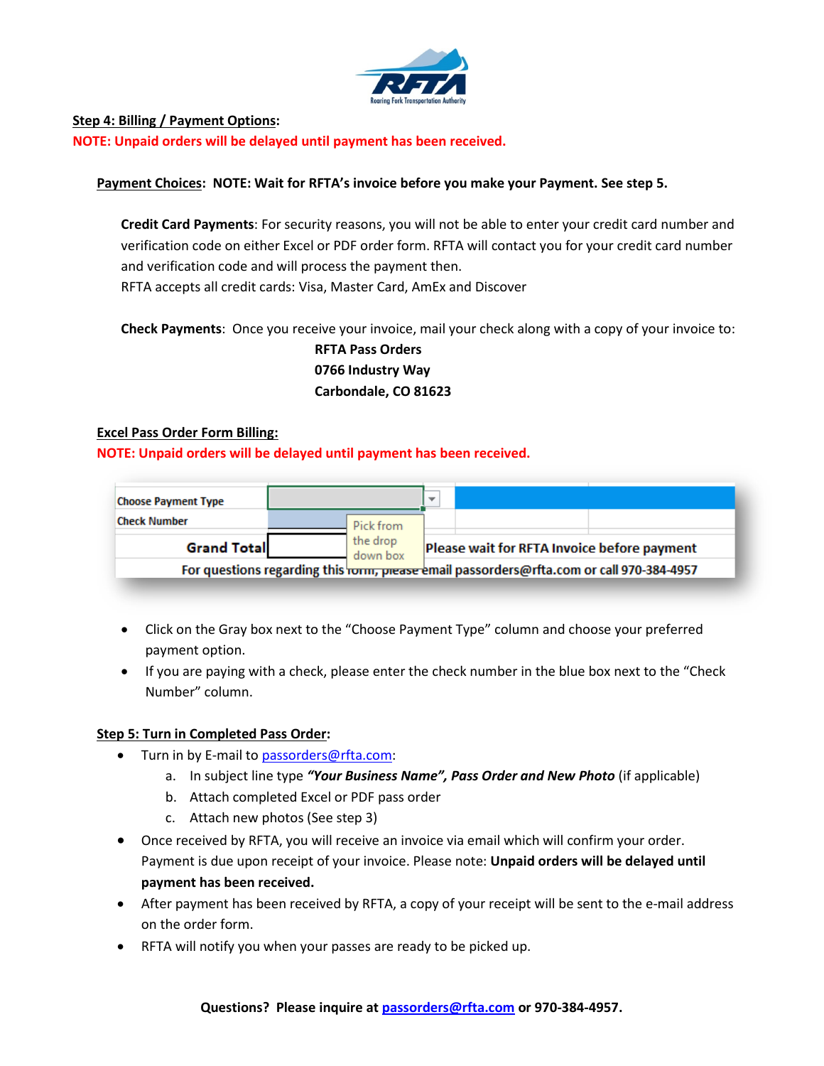**Step 4: Billing / Payment Options:**

**NOTE: Unpaid orders will be delayed until payment has been received.**

**Payment Choices: NOTE: Wait for RFTA's invoice before you make your Payment. See step 5.**

**Credit Card Payments**: For security reasons, you will not be able to enter your credit card number and verification code on either Excel or PDF order form. RFTA will contact you for your credit card number and verification code and will process the payment then.
RFTA accepts all credit cards: Visa, Master Card, AmEx and Discover

**Check Payments**: Once you receive your invoice, mail your check along with a copy of your invoice to:

**RFTA Pass Orders**
**0766 Industry Way**
**Carbondale, CO 81623**

**Excel Pass Order Form Billing:**

**NOTE: Unpaid orders will be delayed until payment has been received.**

| | | |
|---|---|---|
| Choose Payment Type | | |
| Check Number | Pick from the drop down box | |
| **Grand Total** | | Please wait for RFTA Invoice before payment |
| For questions regarding this form, please email passorders@rfta.com or call 970-384-4957 | | |

- Click on the Gray box next to the "Choose Payment Type" column and choose your preferred payment option.
- If you are paying with a check, please enter the check number in the blue box next to the "Check Number" column.

**Step 5: Turn in Completed Pass Order:**

- Turn in by E-mail to passorders@rfta.com:
  a. In subject line type ***"Your Business Name", Pass Order and New Photo*** (if applicable)
  b. Attach completed Excel or PDF pass order
  c. Attach new photos (See step 3)
- Once received by RFTA, you will receive an invoice via email which will confirm your order. Payment is due upon receipt of your invoice. Please note: **Unpaid orders will be delayed until payment has been received.**
- After payment has been received by RFTA, a copy of your receipt will be sent to the e-mail address on the order form.
- RFTA will notify you when your passes are ready to be picked up.

**Questions? Please inquire at passorders@rfta.com or 970-384-4957.**